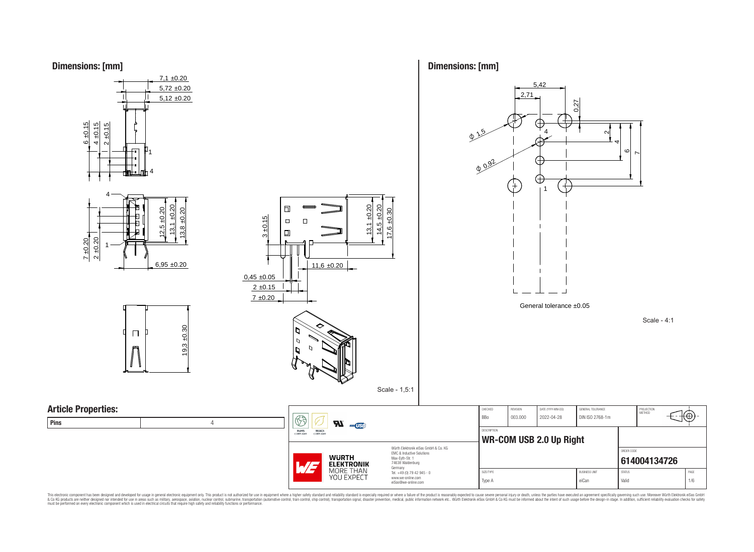## Dimensions: [mm]

7,1 ±0.20
5,72 ±0.20
5,12 ±0.20
6 ±0.15
4 ±0.15
2 ±0.15
1
4

4
1
12,5 ±0.20
13,1 ±0.20
13,8 ±0.20
7 ±0.20
2 ±0.20
6,95 ±0.20

3 ±0.15
13,1 ±0.20
14,5 ±0.20
17,6 ±0.30
11,6 ±0.20
0,45 ±0.05
2 ±0.15
7 ±0.20

19,3 ±0.30

Scale - 1,5:1

## Dimensions: [mm]

5,42
2,71
0,27
Φ 1,5
Φ 0,92
4
1
2
4
6
7

General tolerance ±0.05

Scale - 4:1

## Article Properties:

| Pins | 4 |
|---|---|

| CHECKED | REVISION | DATE (YYYY-MM-DD) | GENERAL TOLERANCE | PROJECTION METHOD |
|---|---|---|---|---|
| BBo | 003.000 | 2022-04-28 | DIN ISO 2768-1m | |

DESCRIPTION
**WR-COM USB 2.0 Up Right**

ORDER CODE
**614004134726**

| SIZE/TYPE | BUSINESS UNIT | STATUS | PAGE |
|---|---|---|---|
| Type A | eiCan | Valid | 1/6 |

Würth Elektronik eiSos GmbH & Co. KG
EMC & Inductive Solutions
Max-Eyth-Str. 1
74638 Waldenburg
Germany
Tel. +49 (0) 79 42 945 - 0
www.we-online.com
eiSos@we-online.com

WÜRTH ELEKTRONIK MORE THAN YOU EXPECT

This electronic component has been designed and developed for usage in general electronic equipment only. This product is not authorized for use in equipment where a higher safety standard and reliability standard is especially required or where a failure of the product is reasonably expected to cause severe personal injury or death, unless the parties have executed an agreement specifically governing such use. Moreover Würth Elektronik eiSos GmbH & Co KG products are neither designed nor intended for use in areas such as military, aerospace, aviation, nuclear control, submarine, transportation (automotive control, train control, ship control), transportation signal, disaster prevention, medical, public information network etc.. Würth Elektronik eiSos GmbH & Co KG must be informed about the intent of such usage before the design-in stage. In addition, sufficient reliability evaluation checks for safety must be performed on every electronic component which is used in electrical circuits that require high safety and reliability functions or performance.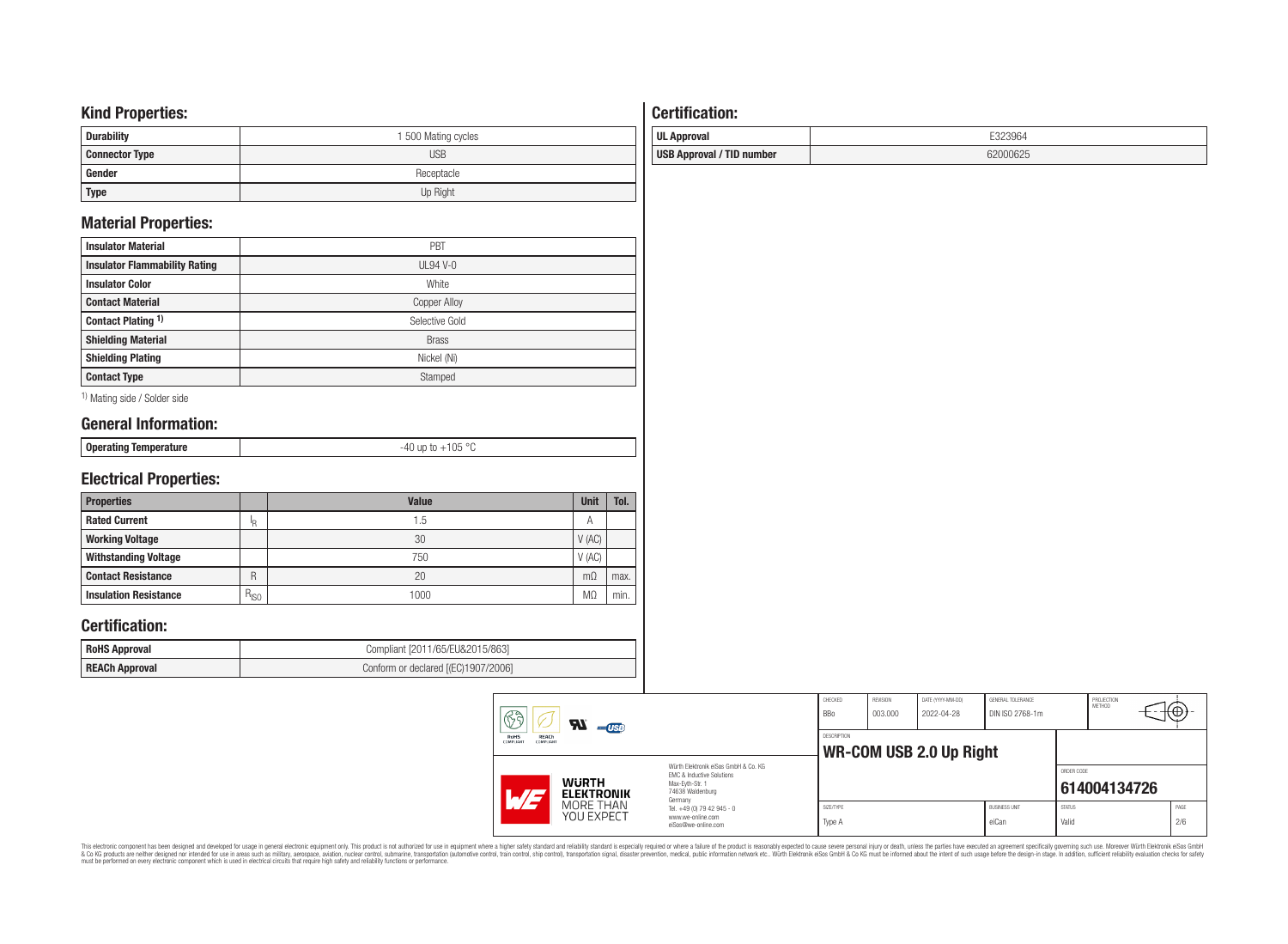## Kind Properties:

| Durability | 1 500 Mating cycles |
|---|---|
| Connector Type | USB |
| Gender | Receptacle |
| Type | Up Right |

## Material Properties:

| Insulator Material | PBT |
|---|---|
| Insulator Flammability Rating | UL94 V-0 |
| Insulator Color | White |
| Contact Material | Copper Alloy |
| Contact Plating [1] | Selective Gold |
| Shielding Material | Brass |
| Shielding Plating | Nickel (Ni) |
| Contact Type | Stamped |

[1] Mating side / Solder side

## General Information:

| Operating Temperature | -40 up to +105 °C |
|---|---|

## Electrical Properties:

| Properties | | Value | Unit | Tol. |
|---|---|---|---|---|
| Rated Current | $I_R$ | 1.5 | A | |
| Working Voltage | | 30 | V (AC) | |
| Withstanding Voltage | | 750 | V (AC) | |
| Contact Resistance | R | 20 | mΩ | max. |
| Insulation Resistance | $R_{ISO}$ | 1000 | MΩ | min. |

## Certification:

| RoHS Approval | Compliant [2011/65/EU&2015/863] |
|---|---|
| REACh Approval | Conform or declared [(EC)1907/2006] |

## Certification:

| UL Approval | E323964 |
|---|---|
| USB Approval / TID number | 62000625 |

| CHECKED | REVISION | DATE (YYYY-MM-DD) | GENERAL TOLERANCE | PROJECTION METHOD |
|---|---|---|---|---|
| BBo | 003.000 | 2022-04-28 | DIN ISO 2768-1m | |

DESCRIPTION: **WR-COM USB 2.0 Up Right**

ORDER CODE: **614004134726**

| SIZE/TYPE | BUSINESS UNIT | STATUS | PAGE |
|---|---|---|---|
| Type A | eiCan | Valid | 2/6 |

Würth Elektronik eiSos GmbH & Co. KG
EMC & Inductive Solutions
Max-Eyth-Str. 1
74638 Waldenburg
Germany
Tel. +49 (0) 79 42 945 - 0
www.we-online.com
eiSos@we-online.com

WÜRTH ELEKTRONIK MORE THAN YOU EXPECT

This electronic component has been designed and developed for usage in general electronic equipment only. This product is not authorized for use in equipment where a higher safety standard and reliability standard is especially required or where a failure of the product is reasonably expected to cause severe personal injury or death, unless the parties have executed an agreement specifically governing such use. Moreover Würth Elektronik eiSos GmbH & Co KG products are neither designed nor intended for use in areas such as military, aerospace, aviation, nuclear control, submarine, transportation (automotive control, train control, ship control), transportation signal, disaster prevention, medical, public information network etc.. Würth Elektronik eiSos GmbH & Co KG must be informed about the intent of such usage before the design-in stage. In addition, sufficient reliability evaluation checks for safety must be performed on every electronic component which is used in electrical circuits that require high safety and reliability functions or performance.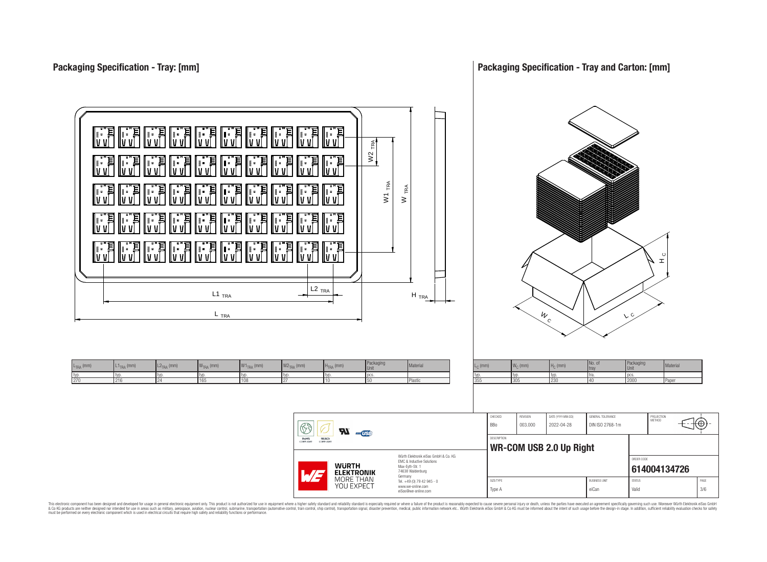## Packaging Specification - Tray: [mm]

| $L_{TRA}$ (mm) | $L1_{TRA}$ (mm) | $L2_{TRA}$ (mm) | $W_{TRA}$ (mm) | $W1_{TRA}$ (mm) | $W2_{TRA}$ (mm) | $H_{TRA}$ (mm) | Packaging Unit | Material |
|---|---|---|---|---|---|---|---|---|
| typ. | typ. | typ. | typ. | typ. | typ. | typ. | pcs. | |
| 270 | 216 | 24 | 165 | 108 | 27 | 10 | 50 | Plastic |

## Packaging Specification - Tray and Carton: [mm]

| $L_C$ (mm) | $W_C$ (mm) | $H_C$ (mm) | No. of tray | Packaging Unit | Material |
|---|---|---|---|---|---|
| typ. | typ. | typ. | tra. | pcs. | |
| 355 | 305 | 230 | 40 | 2000 | Paper |

| CHECKED | REVISION | DATE (YYYY-MM-DD) | GENERAL TOLERANCE | PROJECTION METHOD |
|---|---|---|---|---|
| BBo | 003.000 | 2022-04-28 | DIN ISO 2768-1m | |

DESCRIPTION

**WR-COM USB 2.0 Up Right**

ORDER CODE

**614004134726**

| SIZE/TYPE | BUSINESS UNIT | STATUS | PAGE |
|---|---|---|---|
| Type A | eiCan | Valid | 3/6 |

Würth Elektronik eiSos GmbH & Co. KG
EMC & Inductive Solutions
Max-Eyth-Str. 1
74638 Waldenburg
Germany
Tel. +49 (0) 79 42 945 - 0
www.we-online.com
eiSos@we-online.com

This electronic component has been designed and developed for usage in general electronic equipment only. This product is not authorized for use in equipment where a higher safety standard and reliability standard is especially required or where a failure of the product is reasonably expected to cause severe personal injury or death, unless the parties have executed an agreement specifically governing such use. Moreover Würth Elektronik eiSos GmbH & Co KG products are neither designed nor intended for use in areas such as military, aerospace, aviation, nuclear control, submarine, transportation (automotive control, train control, ship control), transportation signal, disaster prevention, medical, public information network etc.. Würth Elektronik eiSos GmbH & Co KG must be informed about the intent of such usage before the design-in stage. In addition, sufficient reliability evaluation checks for safety must be performed on every electronic component which is used in electrical circuits that require high safety and reliability functions or performance.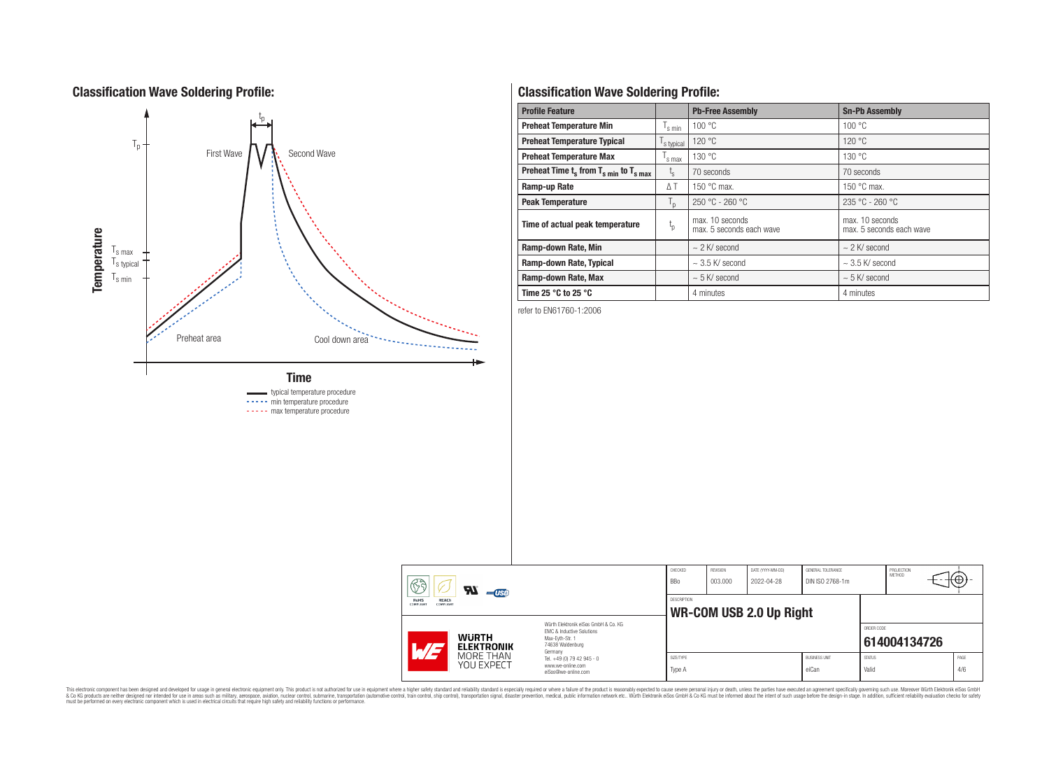## Classification Wave Soldering Profile:

## Classification Wave Soldering Profile:

| Profile Feature | | Pb-Free Assembly | Sn-Pb Assembly |
|---|---|---|---|
| Preheat Temperature Min | $T_{s\ min}$ | 100 °C | 100 °C |
| Preheat Temperature Typical | $T_{s\ typical}$ | 120 °C | 120 °C |
| Preheat Temperature Max | $T_{s\ max}$ | 130 °C | 130 °C |
| Preheat Time $t_s$ from $T_{s\ min}$ to $T_{s\ max}$ | $t_s$ | 70 seconds | 70 seconds |
| Ramp-up Rate | $\Delta T$ | 150 °C max. | 150 °C max. |
| Peak Temperature | $T_p$ | 250 °C - 260 °C | 235 °C - 260 °C |
| Time of actual peak temperature | $t_p$ | max. 10 seconds max. 5 seconds each wave | max. 10 seconds max. 5 seconds each wave |
| Ramp-down Rate, Min | | ~ 2 K/ second | ~ 2 K/ second |
| Ramp-down Rate, Typical | | ~ 3.5 K/ second | ~ 3.5 K/ second |
| Ramp-down Rate, Max | | ~ 5 K/ second | ~ 5 K/ second |
| Time 25 °C to 25 °C | | 4 minutes | 4 minutes |

refer to EN61760-1:2006

| CHECKED | REVISION | DATE (YYYY-MM-DD) | GENERAL TOLERANCE | PROJECTION METHOD |
|---|---|---|---|---|
| BBo | 003.000 | 2022-04-28 | DIN ISO 2768-1m | |

DESCRIPTION: **WR-COM USB 2.0 Up Right**

ORDER CODE: **614004134726**

| SIZE/TYPE | BUSINESS UNIT | STATUS | PAGE |
|---|---|---|---|
| Type A | eiCan | Valid | 4/6 |

Würth Elektronik eiSos GmbH & Co. KG
EMC & Inductive Solutions
Max-Eyth-Str. 1
74638 Waldenburg
Germany
Tel. +49 (0) 79 42 945 - 0
www.we-online.com
eiSos@we-online.com

This electronic component has been designed and developed for usage in general electronic equipment only. This product is not authorized for use in equipment where a higher safety standard and reliability standard is especially required or where a failure of the product is reasonably expected to cause severe personal injury or death, unless the parties have executed an agreement specifically governing such use. Moreover Würth Elektronik eiSos GmbH & Co KG products are neither designed nor intended for use in areas such as military, aerospace, aviation, nuclear control, submarine, transportation (automotive control, train control, ship control), transportation signal, disaster prevention, medical, public information network etc.. Würth Elektronik eiSos GmbH & Co KG must be informed about the intent of such usage before the design-in stage. In addition, sufficient reliability evaluation checks for safety must be performed on every electronic component which is used in electrical circuits that require high safety and reliability functions or performance.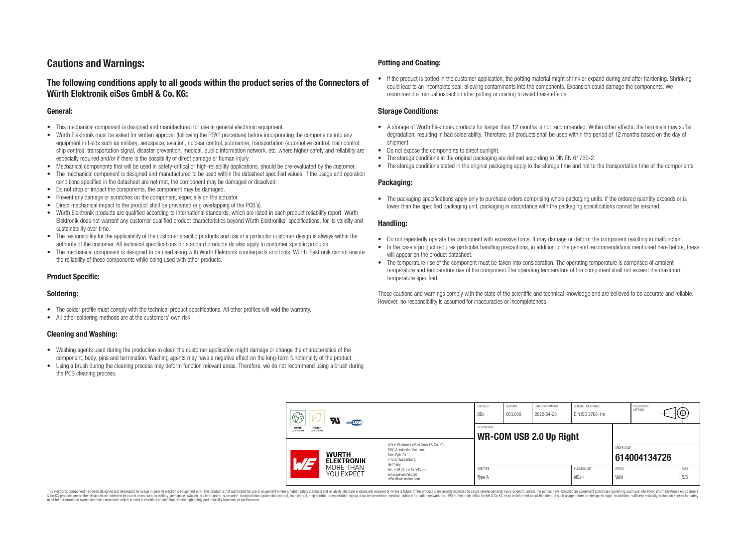# Cautions and Warnings:

## The following conditions apply to all goods within the product series of the Connectors of Würth Elektronik eiSos GmbH & Co. KG:

### General:

- This mechanical component is designed and manufactured for use in general electronic equipment.
- Würth Elektronik must be asked for written approval (following the PPAP procedure) before incorporating the components into any equipment in fields such as military, aerospace, aviation, nuclear control, submarine, transportation (automotive control, train control, ship control), transportation signal, disaster prevention, medical, public information network, etc. where higher safety and reliability are especially required and/or if there is the possibility of direct damage or human injury.
- Mechanical components that will be used in safety-critical or high-reliability applications, should be pre-evaluated by the customer.
- The mechanical component is designed and manufactured to be used within the datasheet specified values. If the usage and operation conditions specified in the datasheet are not met, the component may be damaged or dissolved.
- Do not drop or impact the components, the component may be damaged.
- Prevent any damage or scratches on the component, especially on the actuator.
- Direct mechanical impact to the product shall be prevented (e.g overlapping of the PCB's).
- Würth Elektronik products are qualified according to international standards, which are listed in each product reliability report. Würth Elektronik does not warrant any customer qualified product characteristics beyond Würth Elektroniks' specifications, for its validity and sustainability over time.
- The responsibility for the applicability of the customer specific products and use in a particular customer design is always within the authority of the customer. All technical specifications for standard products do also apply to customer specific products.
- The mechanical component is designed to be used along with Würth Elektronik counterparts and tools. Würth Elektronik cannot ensure the reliability of these components while being used with other products.

### Product Specific:

### Soldering:

- The solder profile must comply with the technical product specifications. All other profiles will void the warranty.
- All other soldering methods are at the customers' own risk.

### Cleaning and Washing:

- Washing agents used during the production to clean the customer application might damage or change the characteristics of the component, body, pins and termination. Washing agents may have a negative effect on the long-term functionality of the product.
- Using a brush during the cleaning process may deform function relevant areas. Therefore, we do not recommend using a brush during the PCB cleaning process.

### Potting and Coating:

- If the product is potted in the customer application, the potting material might shrink or expand during and after hardening. Shrinking could lead to an incomplete seal, allowing contaminants into the components. Expansion could damage the components. We recommend a manual inspection after potting or coating to avoid these effects.

### Storage Conditions:

- A storage of Würth Elektronik products for longer than 12 months is not recommended. Within other effects, the terminals may suffer degradation, resulting in bad solderability. Therefore, all products shall be used within the period of 12 months based on the day of shipment.
- Do not expose the components to direct sunlight.
- The storage conditions in the original packaging are defined according to DIN EN 61760-2.
- The storage conditions stated in the original packaging apply to the storage time and not to the transportation time of the components.

### Packaging:

- The packaging specifications apply only to purchase orders comprising whole packaging units. If the ordered quantity exceeds or is lower than the specified packaging unit, packaging in accordance with the packaging specifications cannot be ensured.

### Handling:

- Do not repeatedly operate the component with excessive force. It may damage or deform the component resulting in malfunction.
- In the case a product requires particular handling precautions, in addition to the general recommendations mentioned here before, these will appear on the product datasheet.
- The temperature rise of the component must be taken into consideration. The operating temperature is comprised of ambient temperature and temperature rise of the component.The operating temperature of the component shall not exceed the maximum temperature specified.

These cautions and warnings comply with the state of the scientific and technical knowledge and are believed to be accurate and reliable. However, no responsibility is assumed for inaccuracies or incompleteness.

| CHECKED | REVISION | DATE (YYYY-MM-DD) | GENERAL TOLERANCE | PROJECTION METHOD |
|---|---|---|---|---|
| BBo | 003.000 | 2022-04-28 | DIN ISO 2768-1m | |

DESCRIPTION: **WR-COM USB 2.0 Up Right**

ORDER CODE: **614004134726**

| SIZE/TYPE | BUSINESS UNIT | STATUS | PAGE |
|---|---|---|---|
| Type A | eiCan | Valid | 5/6 |

Würth Elektronik eiSos GmbH & Co. KG
EMC & Inductive Solutions
Max-Eyth-Str. 1
74638 Waldenburg
Germany
Tel. +49 (0) 79 42 945 - 0
www.we-online.com
eiSos@we-online.com

This electronic component has been designed and developed for usage in general electronic equipment only. This product is not authorized for use in equipment where a higher safety standard and reliability standard is especially required or where a failure of the product is reasonably expected to cause severe personal injury or death, unless the parties have executed an agreement specifically governing such usage. Moreover Würth Elektronik eiSos GmbH & Co KG products are neither designed nor intended for use in areas such as military, aerospace, aviation, nuclear control, submarine, transportation (automotive control, train control, ship control), transportation signal, disaster prevention, medical, public information network etc.. Würth Elektronik eiSos GmbH & Co KG must be informed about the intent of such usage before the design-in stage. In addition, sufficient reliability evaluation checks for safety must be performed on every electronic component which is used in electrical circuits that require high safety and reliability functions or performance.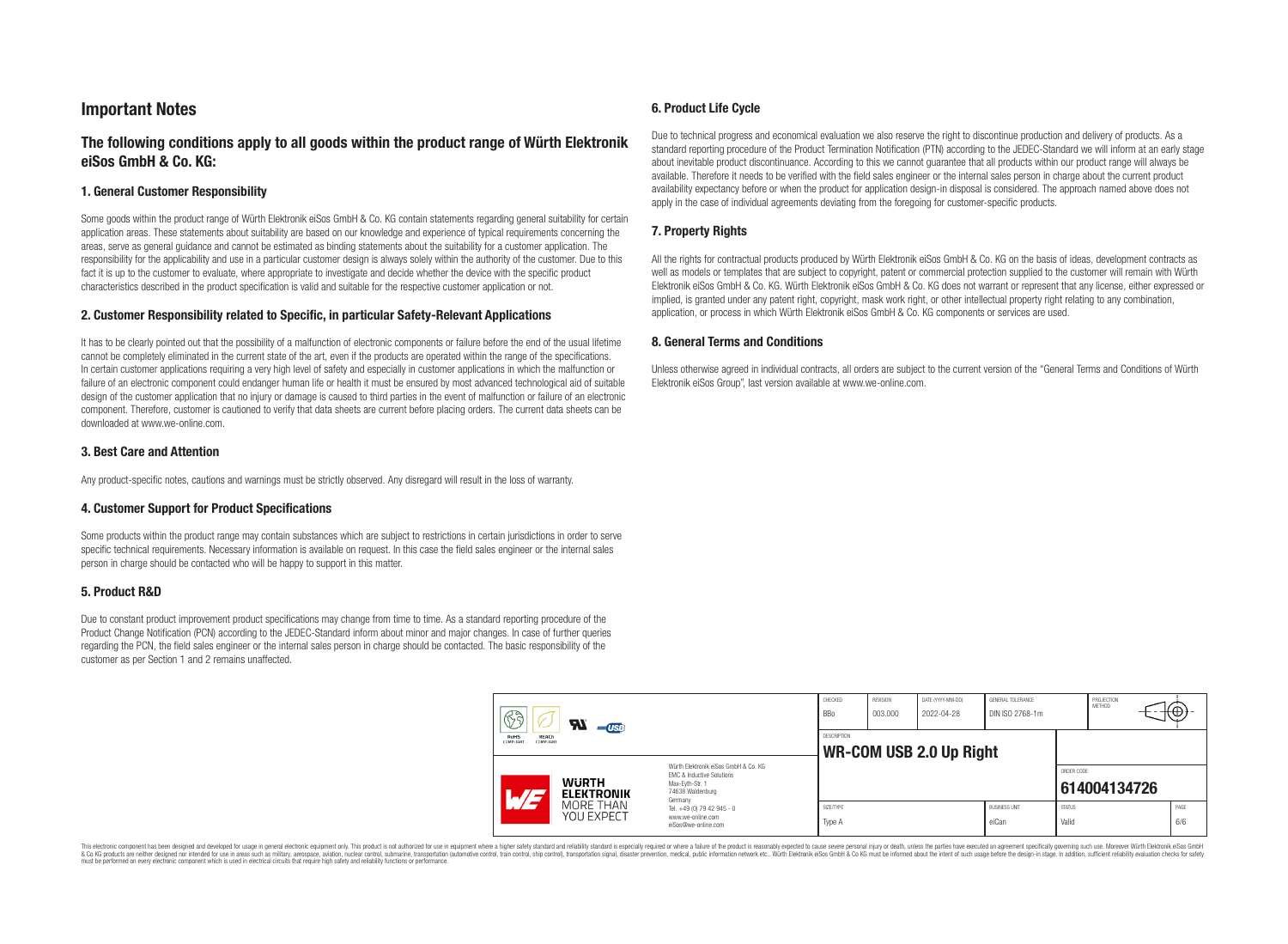# Important Notes

## The following conditions apply to all goods within the product range of Würth Elektronik eiSos GmbH & Co. KG:

### 1. General Customer Responsibility

Some goods within the product range of Würth Elektronik eiSos GmbH & Co. KG contain statements regarding general suitability for certain application areas. These statements about suitability are based on our knowledge and experience of typical requirements concerning the areas, serve as general guidance and cannot be estimated as binding statements about the suitability for a customer application. The responsibility for the applicability and use in a particular customer design is always solely within the authority of the customer. Due to this fact it is up to the customer to evaluate, where appropriate to investigate and decide whether the device with the specific product characteristics described in the product specification is valid and suitable for the respective customer application or not.

### 2. Customer Responsibility related to Specific, in particular Safety-Relevant Applications

It has to be clearly pointed out that the possibility of a malfunction of electronic components or failure before the end of the usual lifetime cannot be completely eliminated in the current state of the art, even if the products are operated within the range of the specifications. In certain customer applications requiring a very high level of safety and especially in customer applications in which the malfunction or failure of an electronic component could endanger human life or health it must be ensured by most advanced technological aid of suitable design of the customer application that no injury or damage is caused to third parties in the event of malfunction or failure of an electronic component. Therefore, customer is cautioned to verify that data sheets are current before placing orders. The current data sheets can be downloaded at www.we-online.com.

### 3. Best Care and Attention

Any product-specific notes, cautions and warnings must be strictly observed. Any disregard will result in the loss of warranty.

### 4. Customer Support for Product Specifications

Some products within the product range may contain substances which are subject to restrictions in certain jurisdictions in order to serve specific technical requirements. Necessary information is available on request. In this case the field sales engineer or the internal sales person in charge should be contacted who will be happy to support in this matter.

### 5. Product R&D

Due to constant product improvement product specifications may change from time to time. As a standard reporting procedure of the Product Change Notification (PCN) according to the JEDEC-Standard inform about minor and major changes. In case of further queries regarding the PCN, the field sales engineer or the internal sales person in charge should be contacted. The basic responsibility of the customer as per Section 1 and 2 remains unaffected.

### 6. Product Life Cycle

Due to technical progress and economical evaluation we also reserve the right to discontinue production and delivery of products. As a standard reporting procedure of the Product Termination Notification (PTN) according to the JEDEC-Standard we will inform at an early stage about inevitable product discontinuance. According to this we cannot guarantee that all products within our product range will always be available. Therefore it needs to be verified with the field sales engineer or the internal sales person in charge about the current product availability expectancy before or when the product for application design-in disposal is considered. The approach named above does not apply in the case of individual agreements deviating from the foregoing for customer-specific products.

### 7. Property Rights

All the rights for contractual products produced by Würth Elektronik eiSos GmbH & Co. KG on the basis of ideas, development contracts as well as models or templates that are subject to copyright, patent or commercial protection supplied to the customer will remain with Würth Elektronik eiSos GmbH & Co. KG. Würth Elektronik eiSos GmbH & Co. KG does not warrant or represent that any license, either expressed or implied, is granted under any patent right, copyright, mask work right, or other intellectual property right relating to any combination, application, or process in which Würth Elektronik eiSos GmbH & Co. KG components or services are used.

### 8. General Terms and Conditions

Unless otherwise agreed in individual contracts, all orders are subject to the current version of the "General Terms and Conditions of Würth Elektronik eiSos Group", last version available at www.we-online.com.

| CHECKED | REVISION | DATE (YYYY-MM-DD) | GENERAL TOLERANCE | PROJECTION METHOD |
|---|---|---|---|---|
| BBo | 003.000 | 2022-04-28 | DIN ISO 2768-1m | |

| DESCRIPTION | ORDER CODE |
|---|---|
| WR-COM USB 2.0 Up Right | 614004134726 |

| SIZE/TYPE | BUSINESS UNIT | STATUS | PAGE |
|---|---|---|---|
| Type A | eiCan | Valid | 6/6 |

Würth Elektronik eiSos GmbH & Co. KG
EMC & Inductive Solutions
Max-Eyth-Str. 1
74638 Waldenburg
Germany
Tel. +49 (0) 79 42 945 - 0
www.we-online.com
eiSos@we-online.com

This electronic component has been designed and developed for usage in general electronic equipment only. This product is not authorized for use in equipment where a higher safety standard and reliability standard is especially required or where a failure of the product is reasonably expected to cause severe personal injury or death, unless the parties have executed an agreement specifically governing such use. Moreover Würth Elektronik eiSos GmbH & Co KG products are neither designed nor intended for use in areas such as military, aerospace, aviation, nuclear control, submarine, transportation (automotive control, train control, ship control), transportation signal, disaster prevention, medical, public information network etc.. Würth Elektronik eiSos GmbH & Co KG must be informed about the intent of such usage before the design-in stage. In addition, sufficient reliability evaluation checks for safety must be performed on every electronic component which is used in electrical circuits that require high safety and reliability functions or performance.